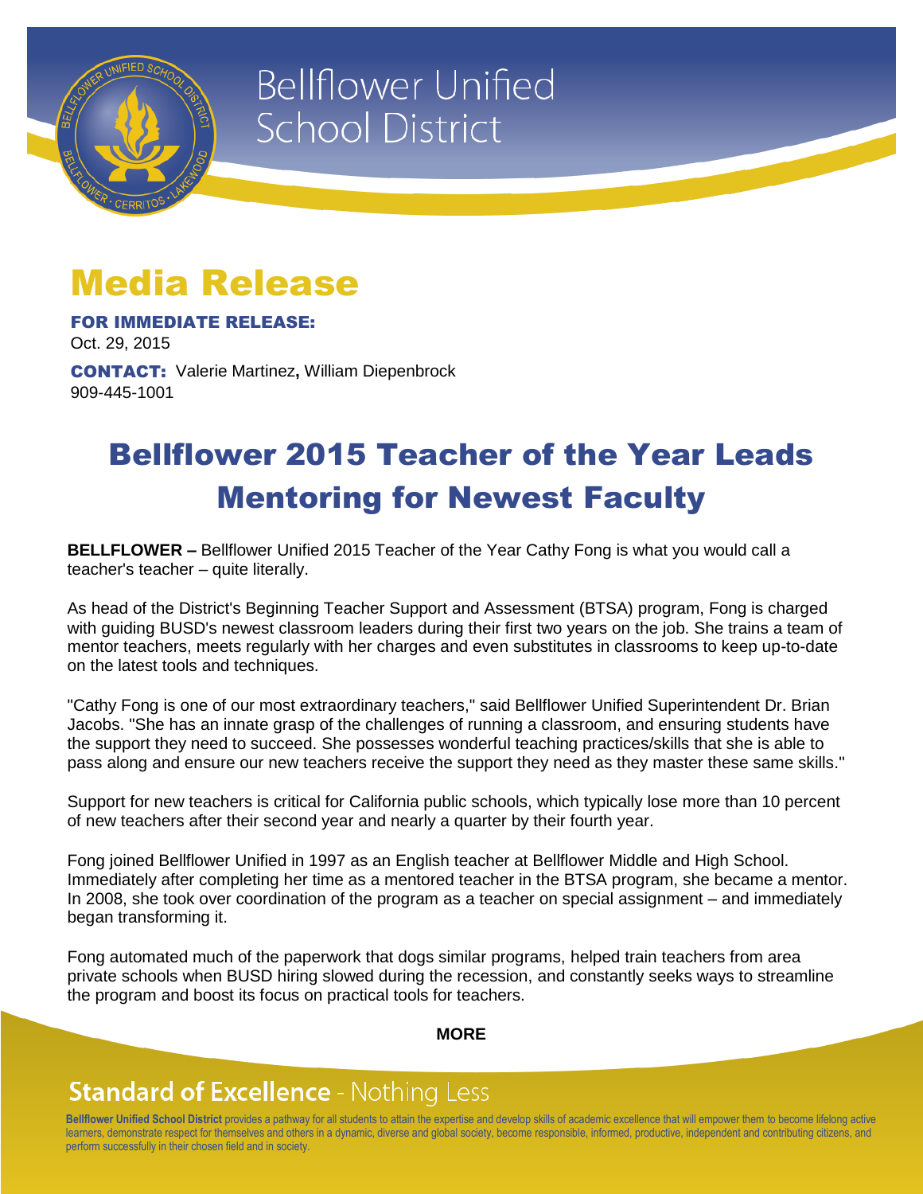Bellflower Unified School District

# Media Release

**FOR IMMEDIATE RELEASE:**
Oct. 29, 2015

**CONTACT:** Valerie Martinez**,** William Diepenbrock
909-445-1001

## Bellflower 2015 Teacher of the Year Leads Mentoring for Newest Faculty

**BELLFLOWER –** Bellflower Unified 2015 Teacher of the Year Cathy Fong is what you would call a teacher's teacher – quite literally.

As head of the District's Beginning Teacher Support and Assessment (BTSA) program, Fong is charged with guiding BUSD's newest classroom leaders during their first two years on the job. She trains a team of mentor teachers, meets regularly with her charges and even substitutes in classrooms to keep up-to-date on the latest tools and techniques.

"Cathy Fong is one of our most extraordinary teachers," said Bellflower Unified Superintendent Dr. Brian Jacobs. "She has an innate grasp of the challenges of running a classroom, and ensuring students have the support they need to succeed. She possesses wonderful teaching practices/skills that she is able to pass along and ensure our new teachers receive the support they need as they master these same skills."

Support for new teachers is critical for California public schools, which typically lose more than 10 percent of new teachers after their second year and nearly a quarter by their fourth year.

Fong joined Bellflower Unified in 1997 as an English teacher at Bellflower Middle and High School. Immediately after completing her time as a mentored teacher in the BTSA program, she became a mentor. In 2008, she took over coordination of the program as a teacher on special assignment – and immediately began transforming it.

Fong automated much of the paperwork that dogs similar programs, helped train teachers from area private schools when BUSD hiring slowed during the recession, and constantly seeks ways to streamline the program and boost its focus on practical tools for teachers.

**MORE**

**Standard of Excellence** - Nothing Less

**Bellflower Unified School District** provides a pathway for all students to attain the expertise and develop skills of academic excellence that will empower them to become lifelong active learners, demonstrate respect for themselves and others in a dynamic, diverse and global society, become responsible, informed, productive, independent and contributing citizens, and perform successfully in their chosen field and in society.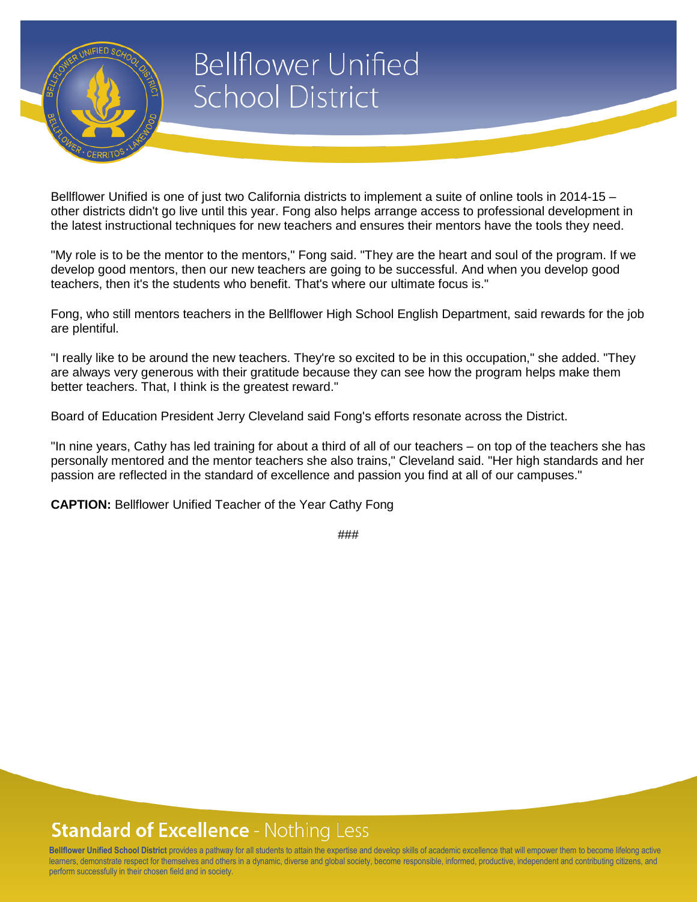Bellflower Unified is one of just two California districts to implement a suite of online tools in 2014-15 – other districts didn't go live until this year. Fong also helps arrange access to professional development in the latest instructional techniques for new teachers and ensures their mentors have the tools they need.

"My role is to be the mentor to the mentors," Fong said. "They are the heart and soul of the program. If we develop good mentors, then our new teachers are going to be successful. And when you develop good teachers, then it's the students who benefit. That's where our ultimate focus is."

Fong, who still mentors teachers in the Bellflower High School English Department, said rewards for the job are plentiful.

"I really like to be around the new teachers. They're so excited to be in this occupation," she added. "They are always very generous with their gratitude because they can see how the program helps make them better teachers. That, I think is the greatest reward."

Board of Education President Jerry Cleveland said Fong's efforts resonate across the District.

"In nine years, Cathy has led training for about a third of all of our teachers – on top of the teachers she has personally mentored and the mentor teachers she also trains," Cleveland said. "Her high standards and her passion are reflected in the standard of excellence and passion you find at all of our campuses."

**CAPTION:** Bellflower Unified Teacher of the Year Cathy Fong

###

**Standard of Excellence** - Nothing Less

**Bellflower Unified School District** provides a pathway for all students to attain the expertise and develop skills of academic excellence that will empower them to become lifelong active learners, demonstrate respect for themselves and others in a dynamic, diverse and global society, become responsible, informed, productive, independent and contributing citizens, and perform successfully in their chosen field and in society.